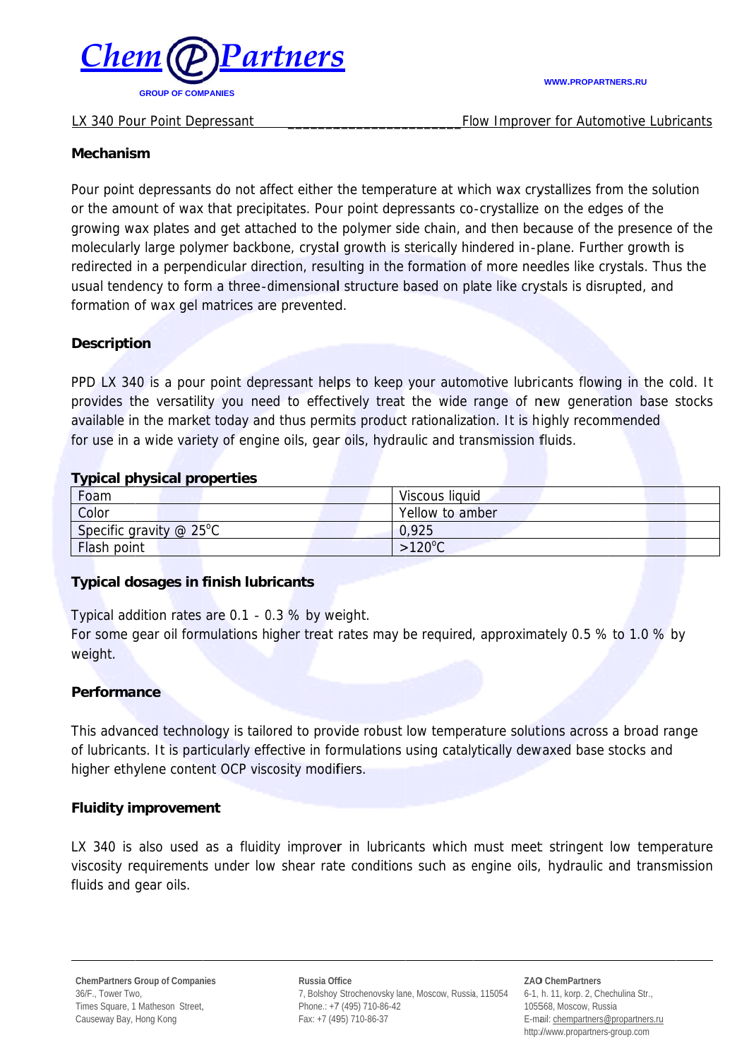# Chem Partners

GROUP OF COMPANIES

WWW.PROPARTNERS.RU

LX 340 Pour Point Depressant ______________________ Flow Improver for Automotive Lubricants

## Mechanism

Pour point depressants do not affect either the temperature at which wax crystallizes from the solution or the amount of wax that precipitates. Pour point depressants co-crystallize on the edges of the growing wax plates and get attached to the polymer side chain, and then because of the presence of the molecularly large polymer backbone, crystal growth is sterically hindered in-plane. Further growth is redirected in a perpendicular direction, resulting in the formation of more needles like crystals. Thus the usual tendency to form a three-dimensional structure based on plate like crystals is disrupted, and formation of wax gel matrices are prevented.

## Description

PPD LX 340 is a pour point depressant helps to keep your automotive lubricants flowing in the cold. It provides the versatility you need to effectively treat the wide range of new generation base stocks available in the market today and thus permits product rationalization. It is highly recommended for use in a wide variety of engine oils, gear oils, hydraulic and transmission fluids.

## Typical physical properties

| Foam | Viscous liquid |
|---|---|
| Color | Yellow to amber |
| Specific gravity @ 25°C | 0,925 |
| Flash point | >120°C |

## Typical dosages in finish lubricants

Typical addition rates are 0.1 - 0.3 % by weight.
For some gear oil formulations higher treat rates may be required, approximately 0.5 % to 1.0 % by weight.

## Performance

This advanced technology is tailored to provide robust low temperature solutions across a broad range of lubricants. It is particularly effective in formulations using catalytically dewaxed base stocks and higher ethylene content OCP viscosity modifiers.

## Fluidity improvement

LX 340 is also used as a fluidity improver in lubricants which must meet stringent low temperature viscosity requirements under low shear rate conditions such as engine oils, hydraulic and transmission fluids and gear oils.

---

**ChemPartners Group of Companies**
36/F., Tower Two,
Times Square, 1 Matheson Street,
Causeway Bay, Hong Kong

**Russia Office**
7, Bolshoy Strochenovsky lane, Moscow, Russia, 115054
Phone.: +7 (495) 710-86-42
Fax: +7 (495) 710-86-37

**ZAO ChemPartners**
6-1, h. 11, korp. 2, Chechulina Str.,
105568, Moscow, Russia
E-mail: chempartners@propartners.ru
http://www.propartners-group.com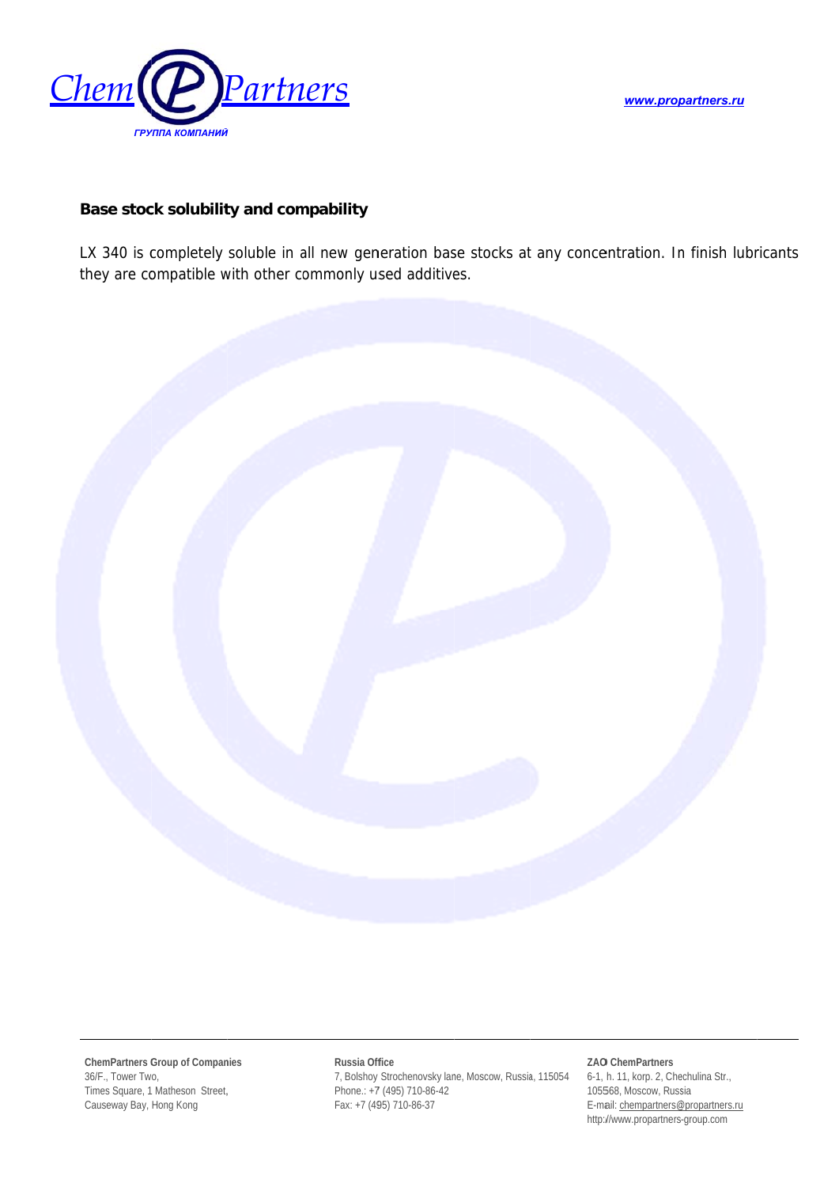**Base stock solubility and compability**

LX 340 is completely soluble in all new generation base stocks at any concentration. In finish lubricants they are compatible with other commonly used additives.